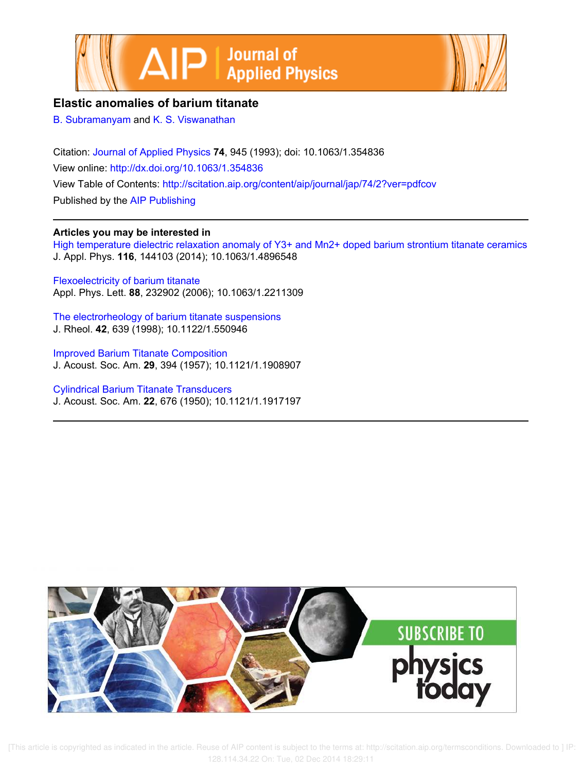# Elastic anomalies of barium titanate

B. Subramanyam and K. S. Viswanathan

Citation: Journal of Applied Physics **74**, 945 (1993); doi: 10.1063/1.354836

View online: http://dx.doi.org/10.1063/1.354836

View Table of Contents: http://scitation.aip.org/content/aip/journal/jap/74/2?ver=pdfcov

Published by the AIP Publishing

## Articles you may be interested in

High temperature dielectric relaxation anomaly of Y3+ and Mn2+ doped barium strontium titanate ceramics
J. Appl. Phys. **116**, 144103 (2014); 10.1063/1.4896548

Flexoelectricity of barium titanate
Appl. Phys. Lett. **88**, 232902 (2006); 10.1063/1.2211309

The electrorheology of barium titanate suspensions
J. Rheol. **42**, 639 (1998); 10.1122/1.550946

Improved Barium Titanate Composition
J. Acoust. Soc. Am. **29**, 394 (1957); 10.1121/1.1908907

Cylindrical Barium Titanate Transducers
J. Acoust. Soc. Am. **22**, 676 (1950); 10.1121/1.1917197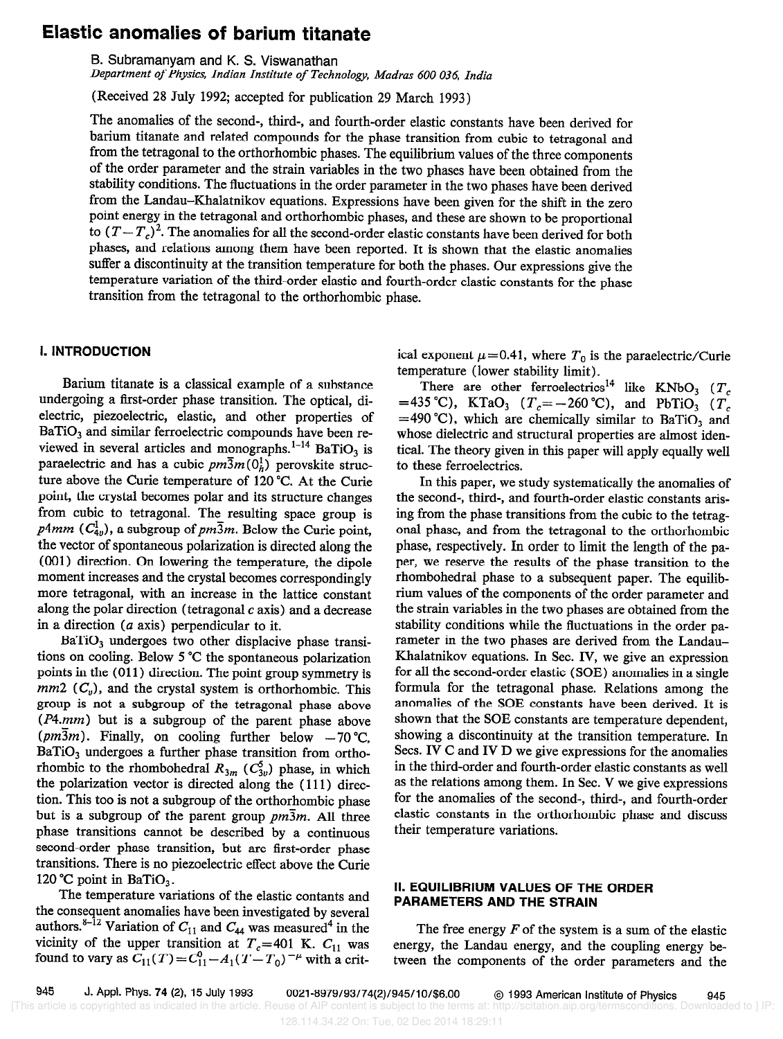# Elastic anomalies of barium titanate

B. Subramanyam and K. S. Viswanathan
*Department of Physics, Indian Institute of Technology, Madras 600 036, India*

(Received 28 July 1992; accepted for publication 29 March 1993)

The anomalies of the second-, third-, and fourth-order elastic constants have been derived for barium titanate and related compounds for the phase transition from cubic to tetragonal and from the tetragonal to the orthorhombic phases. The equilibrium values of the three components of the order parameter and the strain variables in the two phases have been obtained from the stability conditions. The fluctuations in the order parameter in the two phases have been derived from the Landau–Khalatnikov equations. Expressions have been given for the shift in the zero point energy in the tetragonal and orthorhombic phases, and these are shown to be proportional to $(T-T_c)^2$. The anomalies for all the second-order elastic constants have been derived for both phases, and relations among them have been reported. It is shown that the elastic anomalies suffer a discontinuity at the transition temperature for both the phases. Our expressions give the temperature variation of the third-order elastic and fourth-order elastic constants for the phase transition from the tetragonal to the orthorhombic phase.

## I. INTRODUCTION

Barium titanate is a classical example of a substance undergoing a first-order phase transition. The optical, dielectric, piezoelectric, elastic, and other properties of $BaTiO_3$ and similar ferroelectric compounds have been reviewed in several articles and monographs.[1–14] $BaTiO_3$ is paraelectric and has a cubic $pm\bar{3}m(O_h^1)$ perovskite structure above the Curie temperature of 120 °C. At the Curie point, the crystal becomes polar and its structure changes from cubic to tetragonal. The resulting space group is $p4mm$ $(C_{4v}^1)$, a subgroup of $pm\bar{3}m$. Below the Curie point, the vector of spontaneous polarization is directed along the (001) direction. On lowering the temperature, the dipole moment increases and the crystal becomes correspondingly more tetragonal, with an increase in the lattice constant along the polar direction (tetragonal $c$ axis) and a decrease in a direction ($a$ axis) perpendicular to it.

$BaTiO_3$ undergoes two other displacive phase transitions on cooling. Below 5 °C the spontaneous polarization points in the (011) direction. The point group symmetry is $mm2$ $(C_v)$, and the crystal system is orthorhombic. This group is not a subgroup of the tetragonal phase above ($P4.mm$) but is a subgroup of the parent phase above ($pm\bar{3}m$). Finally, on cooling further below −70 °C, $BaTiO_3$ undergoes a further phase transition from orthorhombic to the rhombohedral $R_{3m}$ $(C_{3v}^5)$ phase, in which the polarization vector is directed along the (111) direction. This too is not a subgroup of the orthorhombic phase but is a subgroup of the parent group $pm\bar{3}m$. All three phase transitions cannot be described by a continuous second-order phase transition, but are first-order phase transitions. There is no piezoelectric effect above the Curie 120 °C point in $BaTiO_3$.

The temperature variations of the elastic contants and the consequent anomalies have been investigated by several authors.[8–12] Variation of $C_{11}$ and $C_{44}$ was measured[4] in the vicinity of the upper transition at $T_c=401$ K. $C_{11}$ was found to vary as $C_{11}(T)=C_{11}^0-A_1(T-T_0)^{-\mu}$ with a critical exponent $\mu=0.41$, where $T_0$ is the paraelectric/Curie temperature (lower stability limit).

There are other ferroelectrics[14] like $KNbO_3$ ($T_c=435$ °C), $KTaO_3$ ($T_c=-260$ °C), and $PbTiO_3$ ($T_c=490$ °C), which are chemically similar to $BaTiO_3$ and whose dielectric and structural properties are almost identical. The theory given in this paper will apply equally well to these ferroelectrics.

In this paper, we study systematically the anomalies of the second-, third-, and fourth-order elastic constants arising from the phase transitions from the cubic to the tetragonal phase, and from the tetragonal to the orthorhombic phase, respectively. In order to limit the length of the paper, we reserve the results of the phase transition to the rhombohedral phase to a subsequent paper. The equilibrium values of the components of the order parameter and the strain variables in the two phases are obtained from the stability conditions while the fluctuations in the order parameter in the two phases are derived from the Landau–Khalatnikov equations. In Sec. IV, we give an expression for all the second-order elastic (SOE) anomalies in a single formula for the tetragonal phase. Relations among the anomalies of the SOE constants have been derived. It is shown that the SOE constants are temperature dependent, showing a discontinuity at the transition temperature. In Secs. IV C and IV D we give expressions for the anomalies in the third-order and fourth-order elastic constants as well as the relations among them. In Sec. V we give expressions for the anomalies of the second-, third-, and fourth-order elastic constants in the orthorhombic phase and discuss their temperature variations.

## II. EQUILIBRIUM VALUES OF THE ORDER PARAMETERS AND THE STRAIN

The free energy $F$ of the system is a sum of the elastic energy, the Landau energy, and the coupling energy between the components of the order parameters and the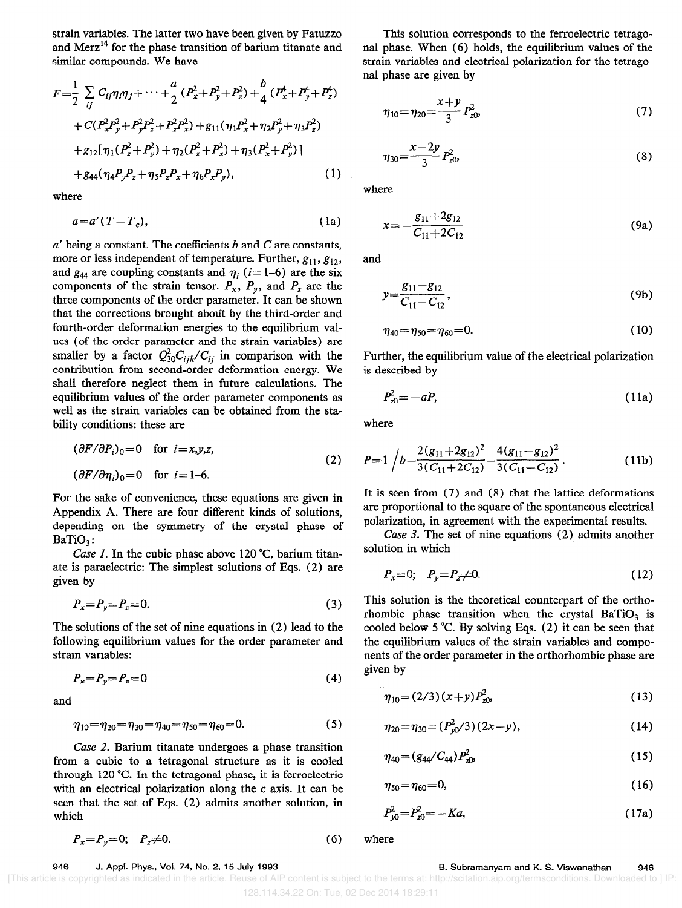strain variables. The latter two have been given by Fatuzzo and Merz[14] for the phase transition of barium titanate and similar compounds. We have

$$F=\frac{1}{2}\sum_{ij} C_{ij}\eta_i\eta_j+\cdots+\frac{a}{2}(P_x^2+P_y^2+P_z^2)+\frac{b}{4}(P_x^4+P_y^4+P_z^4)$$
$$+C(P_x^2P_y^2+P_y^2P_z^2+P_z^2P_x^2)+g_{11}(\eta_1P_x^2+\eta_2P_y^2+\eta_3P_z^2)$$
$$+g_{12}[\eta_1(P_z^2+P_y^2)+\eta_2(P_z^2+P_x^2)+\eta_3(P_x^2+P_y^2)]$$
$$+g_{44}(\eta_4P_yP_z+\eta_5P_zP_x+\eta_6P_xP_y), \tag{1}$$

where

$$a=a'(T-T_c), \tag{1a}$$

$a'$ being a constant. The coefficients $b$ and $C$ are constants, more or less independent of temperature. Further, $g_{11}$, $g_{12}$, and $g_{44}$ are coupling constants and $\eta_i$ ($i=1$–6) are the six components of the strain tensor. $P_x$, $P_y$, and $P_z$ are the three components of the order parameter. It can be shown that the corrections brought about by the third-order and fourth-order deformation energies to the equilibrium values (of the order parameter and the strain variables) are smaller by a factor $Q_{30}^2C_{ijk}/C_{ij}$ in comparison with the contribution from second-order deformation energy. We shall therefore neglect them in future calculations. The equilibrium values of the order parameter components as well as the strain variables can be obtained from the stability conditions: these are

$$(\partial F/\partial P_i)_0=0 \quad \text{for } i=x,y,z,$$
$$(\partial F/\partial \eta_i)_0=0 \quad \text{for } i=1\text{–}6. \tag{2}$$

For the sake of convenience, these equations are given in Appendix A. There are four different kinds of solutions, depending on the symmetry of the crystal phase of $BaTiO_3$:

*Case 1.* In the cubic phase above 120 °C, barium titanate is paraelectric: The simplest solutions of Eqs. (2) are given by

$$P_x=P_y=P_z=0. \tag{3}$$

The solutions of the set of nine equations in (2) lead to the following equilibrium values for the order parameter and strain variables:

$$P_x=P_y=P_z=0 \tag{4}$$

and

$$\eta_{10}=\eta_{20}=\eta_{30}=\eta_{40}=\eta_{50}=\eta_{60}=0. \tag{5}$$

*Case 2.* Barium titanate undergoes a phase transition from a cubic to a tetragonal structure as it is cooled through 120 °C. In the tetragonal phase, it is ferroelectric with an electrical polarization along the c axis. It can be seen that the set of Eqs. (2) admits another solution, in which

$$P_x=P_y=0; \quad P_z\neq 0. \tag{6}$$

This solution corresponds to the ferroelectric tetragonal phase. When (6) holds, the equilibrium values of the strain variables and electrical polarization for the tetragonal phase are given by

$$\eta_{10}=\eta_{20}=\frac{x+y}{3}P_{z0}^2, \tag{7}$$

$$\eta_{30}=\frac{x-2y}{3}P_{z0}^2, \tag{8}$$

where

$$x=-\frac{g_{11}+2g_{12}}{C_{11}+2C_{12}} \tag{9a}$$

and

$$y=\frac{g_{11}-g_{12}}{C_{11}-C_{12}}, \tag{9b}$$

$$\eta_{40}=\eta_{50}=\eta_{60}=0. \tag{10}$$

Further, the equilibrium value of the electrical polarization is described by

$$P_{z0}^2=-aP, \tag{11a}$$

where

$$P=1\bigg/b-\frac{2(g_{11}+2g_{12})^2}{3(C_{11}+2C_{12})}-\frac{4(g_{11}-g_{12})^2}{3(C_{11}-C_{12})}. \tag{11b}$$

It is seen from (7) and (8) that the lattice deformations are proportional to the square of the spontaneous electrical polarization, in agreement with the experimental results.

*Case 3.* The set of nine equations (2) admits another solution in which

$$P_x=0; \quad P_y=P_z\neq 0. \tag{12}$$

This solution is the theoretical counterpart of the orthorhombic phase transition when the crystal $BaTiO_3$ is cooled below 5 °C. By solving Eqs. (2) it can be seen that the equilibrium values of the strain variables and components of the order parameter in the orthorhombic phase are given by

$$\eta_{10}=(2/3)(x+y)P_{z0}^2, \tag{13}$$

$$\eta_{20}=\eta_{30}=(P_{y0}^2/3)(2x-y), \tag{14}$$

$$\eta_{40}=(g_{44}/C_{44})P_{z0}^2, \tag{15}$$

$$\eta_{50}=\eta_{60}=0, \tag{16}$$

$$P_{y0}^2=P_{z0}^2=-Ka, \tag{17a}$$

where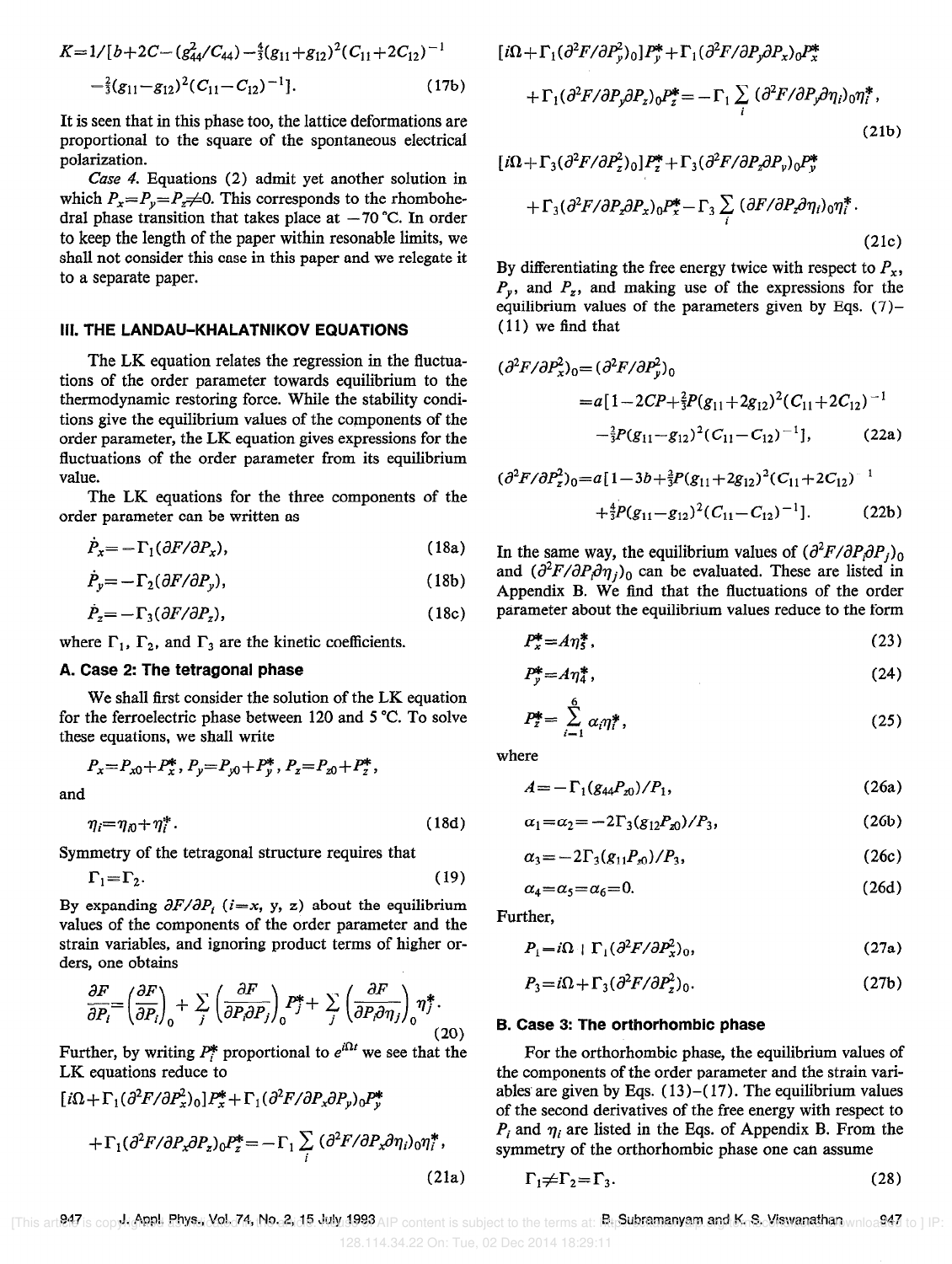$$K=1/[b+2C-(g_{44}^2/C_{44})-\tfrac{4}{3}(g_{11}+g_{12})^2(C_{11}+2C_{12})^{-1}$$
$$-\tfrac{2}{3}(g_{11}-g_{12})^2(C_{11}-C_{12})^{-1}]. \tag{17b}$$

It is seen that in this phase too, the lattice deformations are proportional to the square of the spontaneous electrical polarization.

*Case 4.* Equations (2) admit yet another solution in which $P_x=P_y=P_z\neq 0$. This corresponds to the rhombohedral phase transition that takes place at $-70\,^\circ$C. In order to keep the length of the paper within resonable limits, we shall not consider this case in this paper and we relegate it to a separate paper.

## III. THE LANDAU–KHALATNIKOV EQUATIONS

The LK equation relates the regression in the fluctuations of the order parameter towards equilibrium to the thermodynamic restoring force. While the stability conditions give the equilibrium values of the components of the order parameter, the LK equation gives expressions for the fluctuations of the order parameter from its equilibrium value.

The LK equations for the three components of the order parameter can be written as

$$\dot{P}_x=-\Gamma_1(\partial F/\partial P_x), \tag{18a}$$

$$\dot{P}_y=-\Gamma_2(\partial F/\partial P_y), \tag{18b}$$

$$\dot{P}_z=-\Gamma_3(\partial F/\partial P_z), \tag{18c}$$

where $\Gamma_1$, $\Gamma_2$, and $\Gamma_3$ are the kinetic coefficients.

### A. Case 2: The tetragonal phase

We shall first consider the solution of the LK equation for the ferroelectric phase between 120 and 5 °C. To solve these equations, we shall write

$$P_x=P_{x0}+P_x^*,\ P_y=P_{y0}+P_y^*,\ P_z=P_{z0}+P_z^*,$$

and

$$\eta_i=\eta_{i0}+\eta_i^*. \tag{18d}$$

Symmetry of the tetragonal structure requires that

$$\Gamma_1=\Gamma_2. \tag{19}$$

By expanding $\partial F/\partial P_i$ ($i=x$, y, z) about the equilibrium values of the components of the order parameter and the strain variables, and ignoring product terms of higher orders, one obtains

$$\frac{\partial F}{\partial P_i}=\left(\frac{\partial F}{\partial P_i}\right)_0+\sum_j\left(\frac{\partial F}{\partial P_i\partial P_j}\right)_0P_j^*+\sum_j\left(\frac{\partial F}{\partial P_i\partial\eta_j}\right)_0\eta_j^*. \tag{20}$$

Further, by writing $P_i^*$ proportional to $e^{i\Omega t}$ we see that the LK equations reduce to

$$[i\Omega+\Gamma_1(\partial^2F/\partial P_x^2)_0]P_x^*+\Gamma_1(\partial^2F/\partial P_x\partial P_y)_0P_y^*$$
$$+\Gamma_1(\partial^2F/\partial P_x\partial P_z)_0P_z^*=-\Gamma_1\sum_i(\partial^2F/\partial P_x\partial\eta_i)_0\eta_i^*, \tag{21a}$$

$$[i\Omega+\Gamma_1(\partial^2F/\partial P_y^2)_0]P_y^*+\Gamma_1(\partial^2F/\partial P_y\partial P_x)_0P_x^*$$
$$+\Gamma_1(\partial^2F/\partial P_y\partial P_z)_0P_z^*=-\Gamma_1\sum_i(\partial^2F/\partial P_y\partial\eta_i)_0\eta_i^*, \tag{21b}$$

$$[i\Omega+\Gamma_3(\partial^2F/\partial P_z^2)_0]P_z^*+\Gamma_3(\partial^2F/\partial P_z\partial P_y)_0P_y^*$$
$$+\Gamma_3(\partial^2F/\partial P_z\partial P_x)_0P_x^*-\Gamma_3\sum_i(\partial F/\partial P_z\partial\eta_i)_0\eta_i^*. \tag{21c}$$

By differentiating the free energy twice with respect to $P_x$, $P_y$, and $P_z$, and making use of the expressions for the equilibrium values of the parameters given by Eqs. (7)–(11) we find that

$$(\partial^2F/\partial P_x^2)_0=(\partial^2F/\partial P_y^2)_0$$
$$=a[1-2CP+\tfrac{2}{3}P(g_{11}+2g_{12})^2(C_{11}+2C_{12})^{-1}$$
$$-\tfrac{2}{3}P(g_{11}-g_{12})^2(C_{11}-C_{12})^{-1}], \tag{22a}$$

$$(\partial^2F/\partial P_z^2)_0=a[1-3b+\tfrac{2}{3}P(g_{11}+2g_{12})^2(C_{11}+2C_{12})^{-1}$$
$$+\tfrac{4}{3}P(g_{11}-g_{12})^2(C_{11}-C_{12})^{-1}]. \tag{22b}$$

In the same way, the equilibrium values of $(\partial^2F/\partial P_i\partial P_j)_0$ and $(\partial^2F/\partial P_i\partial\eta_j)_0$ can be evaluated. These are listed in Appendix B. We find that the fluctuations of the order parameter about the equilibrium values reduce to the form

$$P_x^*=A\eta_5^*, \tag{23}$$

$$P_y^*=A\eta_4^*, \tag{24}$$

$$P_z^*=\sum_{i=1}^{6}\alpha_i\eta_i^*, \tag{25}$$

where

$$A=-\Gamma_1(g_{44}P_{z0})/P_1, \tag{26a}$$

$$\alpha_1=\alpha_2=-2\Gamma_3(g_{12}P_{z0})/P_3, \tag{26b}$$

$$\alpha_3=-2\Gamma_3(g_{11}P_{z0})/P_3, \tag{26c}$$

$$\alpha_4=\alpha_5=\alpha_6=0. \tag{26d}$$

Further,

$$P_1=i\Omega+\Gamma_1(\partial^2F/\partial P_x^2)_0, \tag{27a}$$

$$P_3=i\Omega+\Gamma_3(\partial^2F/\partial P_z^2)_0. \tag{27b}$$

### B. Case 3: The orthorhombic phase

For the orthorhombic phase, the equilibrium values of the components of the order parameter and the strain variables are given by Eqs. (13)–(17). The equilibrium values of the second derivatives of the free energy with respect to $P_i$ and $\eta_i$ are listed in the Eqs. of Appendix B. From the symmetry of the orthorhombic phase one can assume

$$\Gamma_1\neq\Gamma_2=\Gamma_3. \tag{28}$$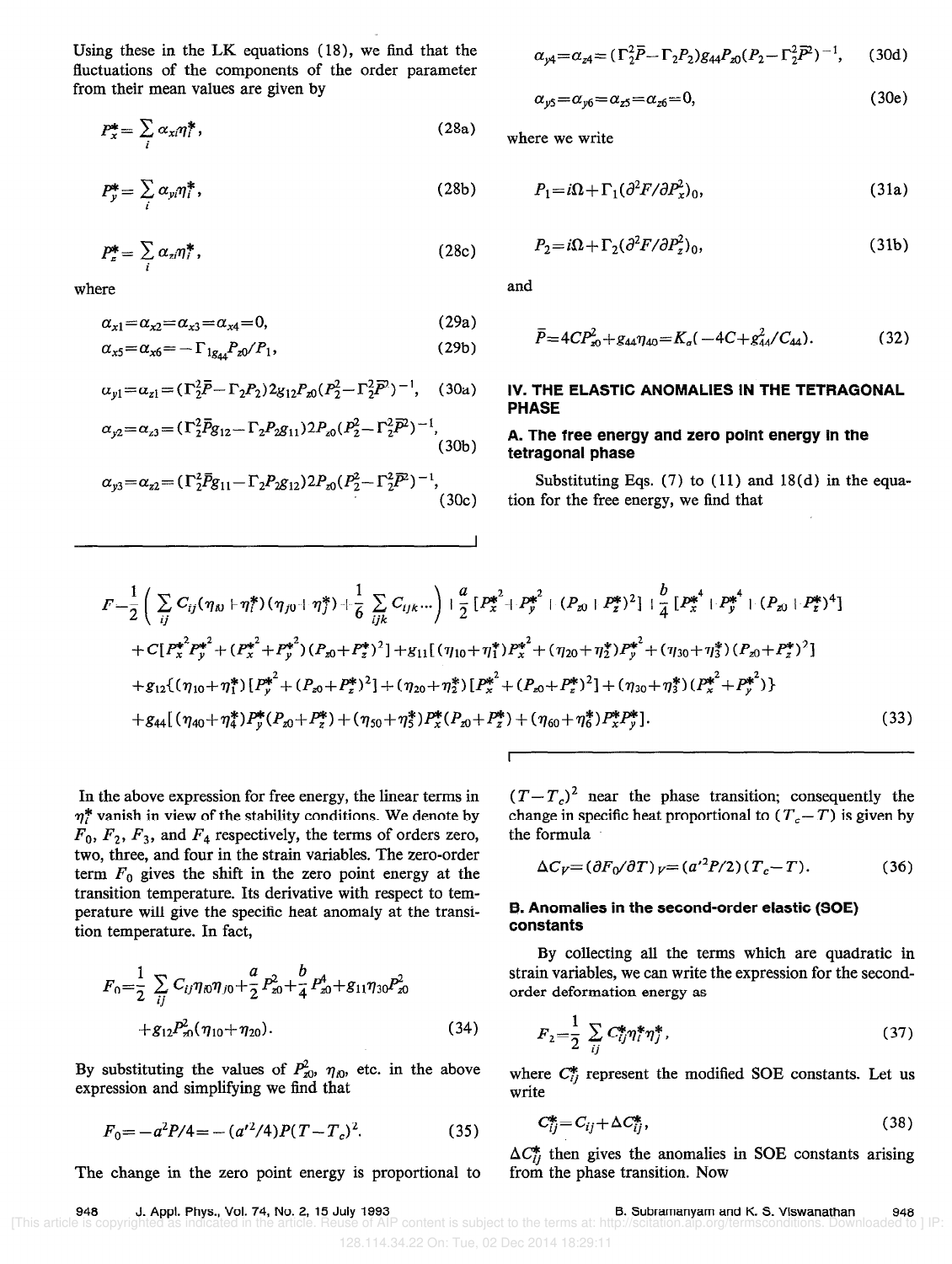Using these in the LK equations (18), we find that the fluctuations of the components of the order parameter from their mean values are given by

$$P_x^* = \sum_i \alpha_{xi}\eta_i^*, \tag{28a}$$

$$P_y^* = \sum_i \alpha_{yi}\eta_i^*, \tag{28b}$$

$$P_z^* = \sum_i \alpha_{zi}\eta_i^*, \tag{28c}$$

where

$$\alpha_{x1}=\alpha_{x2}=\alpha_{x3}=\alpha_{x4}=0, \tag{29a}$$

$$\alpha_{x5}=\alpha_{x6}=-\Gamma_1 g_{44}P_{z0}/P_1, \tag{29b}$$

$$\alpha_{y1}=\alpha_{z1}=(\Gamma_2^2\bar{P}-\Gamma_2P_2)2g_{12}P_{z0}(P_2^2-\Gamma_2^2\bar{P}^2)^{-1}, \tag{30a}$$

$$\alpha_{y2}=\alpha_{z3}=(\Gamma_2^2\bar{P}g_{12}-\Gamma_2P_2g_{11})2P_{z0}(P_2^2-\Gamma_2^2\bar{P}^2)^{-1}, \tag{30b}$$

$$\alpha_{y3}=\alpha_{z2}=(\Gamma_2^2\bar{P}g_{11}-\Gamma_2P_2g_{12})2P_{z0}(P_2^2-\Gamma_2^2\bar{P}^2)^{-1}, \tag{30c}$$

$$\alpha_{y4}=\alpha_{z4}=(\Gamma_2^2\bar{P}-\Gamma_2P_2)g_{44}P_{z0}(P_2-\Gamma_2^2\bar{P}^2)^{-1}, \tag{30d}$$

$$\alpha_{y5}=\alpha_{y6}=\alpha_{z5}=\alpha_{z6}=0, \tag{30e}$$

where we write

$$P_1=i\Omega+\Gamma_1(\partial^2F/\partial P_x^2)_0, \tag{31a}$$

$$P_2=i\Omega+\Gamma_2(\partial^2F/\partial P_z^2)_0, \tag{31b}$$

and

$$\bar{P}=4CP_{z0}^2+g_{44}\eta_{40}=K_a(-4C+g_{44}^2/C_{44}). \tag{32}$$

## IV. THE ELASTIC ANOMALIES IN THE TETRAGONAL PHASE

### A. The free energy and zero point energy in the tetragonal phase

Substituting Eqs. (7) to (11) and 18(d) in the equation for the free energy, we find that

$$\begin{aligned}
F=&\frac{1}{2}\left(\sum_{ij}C_{ij}(\eta_{i0}+\eta_i^*)(\eta_{j0}+\eta_j^*)+\frac{1}{6}\sum_{ijk}C_{ijk}\cdots\right)+\frac{a}{2}[P_x^{*2}+P_y^{*2}+(P_{z0}+P_z^*)^2]+\frac{b}{4}[P_x^{*4}+P_y^{*4}+(P_{z0}+P_z^*)^4]\\
&+C[P_x^{*2}P_y^{*2}+(P_x^{*2}+P_y^{*2})(P_{z0}+P_z^*)^2]+g_{11}[(\eta_{10}+\eta_1^*)P_x^{*2}+(\eta_{20}+\eta_2^*)P_y^{*2}+(\eta_{30}+\eta_3^*)(P_{z0}+P_z^*)^2]\\
&+g_{12}\{(\eta_{10}+\eta_1^*)[P_y^{*2}+(P_{z0}+P_z^*)^2]+(\eta_{20}+\eta_2^*)[P_x^{*2}+(P_{z0}+P_z^*)^2]+(\eta_{30}+\eta_3^*)(P_x^{*2}+P_y^{*2})\}\\
&+g_{44}[(\eta_{40}+\eta_4^*)P_y^*(P_{z0}+P_z^*)+(\eta_{50}+\eta_5^*)P_x^*(P_{z0}+P_z^*)+(\eta_{60}+\eta_6^*)P_x^*P_y^*].
\end{aligned} \tag{33}$$

In the above expression for free energy, the linear terms in $\eta_i^*$ vanish in view of the stability conditions. We denote by $F_0$, $F_2$, $F_3$, and $F_4$ respectively, the terms of orders zero, two, three, and four in the strain variables. The zero-order term $F_0$ gives the shift in the zero point energy at the transition temperature. Its derivative with respect to temperature will give the specific heat anomaly at the transition temperature. In fact,

$$F_0=\frac{1}{2}\sum_{ij}C_{ij}\eta_{i0}\eta_{j0}+\frac{a}{2}P_{z0}^2+\frac{b}{4}P_{z0}^4+g_{11}\eta_{30}P_{z0}^2+g_{12}P_{z0}^2(\eta_{10}+\eta_{20}). \tag{34}$$

By substituting the values of $P_{z0}^2$, $\eta_{i0}$, etc. in the above expression and simplifying we find that

$$F_0=-a^2P/4=-(a'^2/4)P(T-T_c)^2. \tag{35}$$

The change in the zero point energy is proportional to $(T-T_c)^2$ near the phase transition; consequently the change in specific heat proportional to $(T_c-T)$ is given by the formula

$$\Delta C_V=(\partial F_0/\partial T)_V=(a'^2P/2)(T_c-T). \tag{36}$$

### B. Anomalies in the second-order elastic (SOE) constants

By collecting all the terms which are quadratic in strain variables, we can write the expression for the second-order deformation energy as

$$F_2=\frac{1}{2}\sum_{ij}C_{ij}^*\eta_i^*\eta_j^*, \tag{37}$$

where $C_{ij}^*$ represent the modified SOE constants. Let us write

$$C_{ij}^*=C_{ij}+\Delta C_{ij}^*, \tag{38}$$

$\Delta C_{ij}^*$ then gives the anomalies in SOE constants arising from the phase transition. Now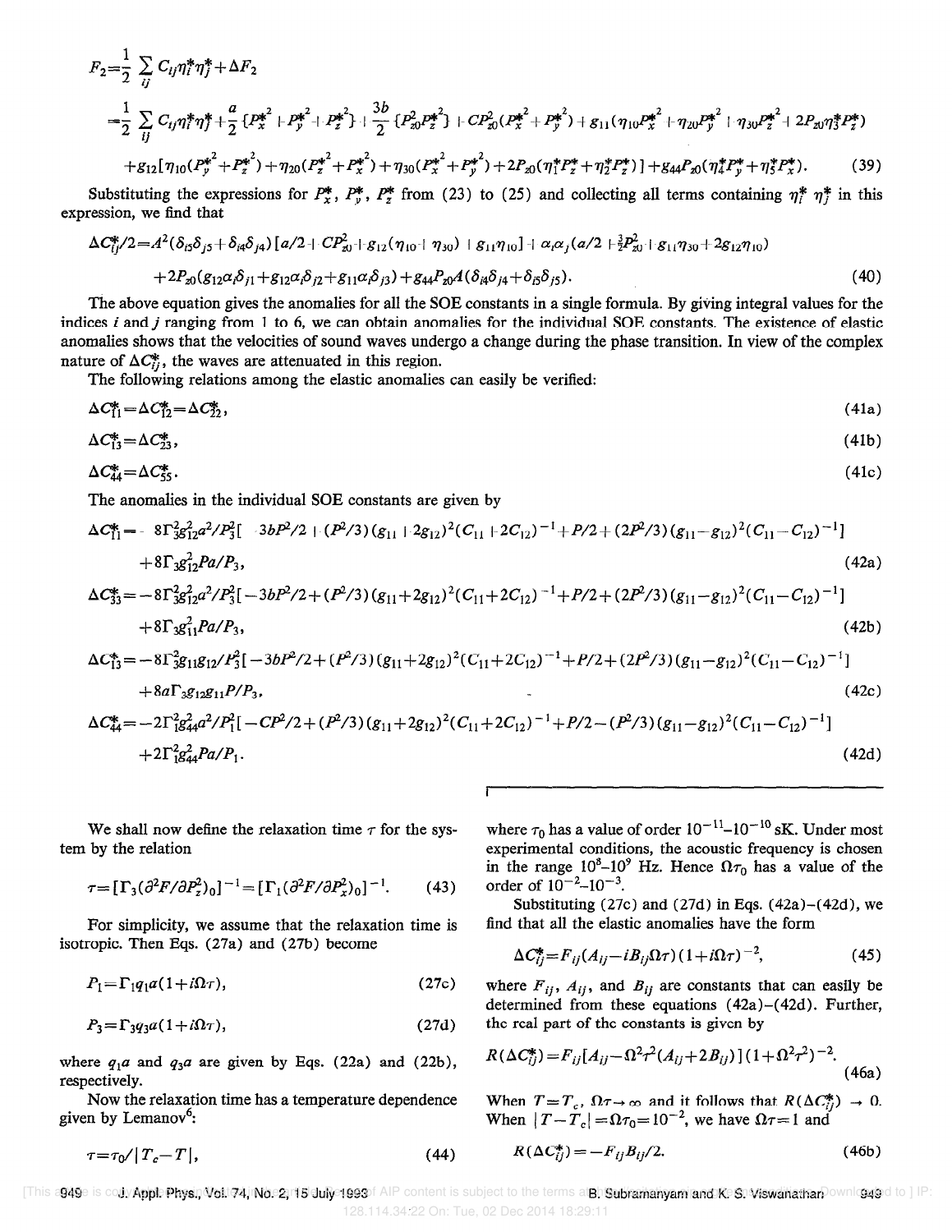$$F_2=\frac{1}{2}\sum_{ij} C_{ij}\eta_i^*\eta_j^*+\Delta F_2$$

$$=\frac{1}{2}\sum_{ij} C_{ij}\eta_i^*\eta_j^*+\frac{a}{2}\{P_x^{*^2}+P_y^{*^2}+P_z^{*^2}\}+\frac{3b}{2}\{P_{z0}^2P_z^{*^2}\}+CP_{z0}^2(P_x^{*^2}+P_y^{*^2})+g_{11}(\eta_{10}P_x^{*^2}+\eta_{20}P_y^{*^2}+\eta_{30}P_z^{*^2}+2P_{z0}\eta_3^*P_z^*)$$

$$+g_{12}[\eta_{10}(P_y^{*^2}+P_z^{*^2})+\eta_{20}(P_z^{*^2}+P_x^{*^2})+\eta_{30}(P_x^{*^2}+P_y^{*^2})+2P_{z0}(\eta_1^*P_z^*+\eta_2^*P_z^*)]+g_{44}P_{z0}(\eta_4^*P_y^*+\eta_5^*P_x^*). \quad (39)$$

Substituting the expressions for $P_x^*$, $P_y^*$, $P_z^*$ from (23) to (25) and collecting all terms containing $\eta_i^*\eta_j^*$ in this expression, we find that

$$\Delta C_{ij}^*/2=A^2(\delta_{i5}\delta_{j5}+\delta_{i4}\delta_{j4})[a/2+CP_{z0}^2+g_{12}(\eta_{10}+\eta_{30})+g_{11}\eta_{10}]+\alpha_i\alpha_j(a/2+\tfrac{3}{2}P_{z0}^2+g_{11}\eta_{30}+2g_{12}\eta_{10})$$

$$+2P_{z0}(g_{12}\alpha_i\delta_{j1}+g_{12}\alpha_i\delta_{j2}+g_{11}\alpha_i\delta_{j3})+g_{44}P_{z0}A(\delta_{i4}\delta_{j4}+\delta_{i5}\delta_{j5}). \quad (40)$$

The above equation gives the anomalies for all the SOE constants in a single formula. By giving integral values for the indices $i$ and $j$ ranging from 1 to 6, we can obtain anomalies for the individual SOE constants. The existence of elastic anomalies shows that the velocities of sound waves undergo a change during the phase transition. In view of the complex nature of $\Delta C_{ij}^*$, the waves are attenuated in this region.

The following relations among the elastic anomalies can easily be verified:

$$\Delta C_{11}^*=\Delta C_{12}^*=\Delta C_{22}^*, \quad (41a)$$

$$\Delta C_{13}^*=\Delta C_{23}^*, \quad (41b)$$

$$\Delta C_{44}^*=\Delta C_{55}^*. \quad (41c)$$

The anomalies in the individual SOE constants are given by

$$\Delta C_{11}^*=-8\Gamma_3^2g_{12}^2a^2/P_3^2[-3bP^2/2+(P^2/3)(g_{11}+2g_{12})^2(C_{11}+2C_{12})^{-1}+P/2+(2P^2/3)(g_{11}-g_{12})^2(C_{11}-C_{12})^{-1}]$$
$$+8\Gamma_3g_{12}^2Pa/P_3, \quad (42a)$$

$$\Delta C_{33}^*=-8\Gamma_3^2g_{12}^2a^2/P_3^2[-3bP^2/2+(P^2/3)(g_{11}+2g_{12})^2(C_{11}+2C_{12})^{-1}+P/2+(2P^2/3)(g_{11}-g_{12})^2(C_{11}-C_{12})^{-1}]$$
$$+8\Gamma_3g_{11}^2Pa/P_3, \quad (42b)$$

$$\Delta C_{13}^*=-8\Gamma_3^2g_{11}g_{12}/P_3^2[-3bP^2/2+(P^2/3)(g_{11}+2g_{12})^2(C_{11}+2C_{12})^{-1}+P/2+(2P^2/3)(g_{11}-g_{12})^2(C_{11}-C_{12})^{-1}]$$
$$+8a\Gamma_3g_{12}g_{11}P/P_3, \quad (42c)$$

$$\Delta C_{44}^*=-2\Gamma_1^2g_{44}^2a^2/P_1^2[-CP^2/2+(P^2/3)(g_{11}+2g_{12})^2(C_{11}+2C_{12})^{-1}+P/2-(P^2/3)(g_{11}-g_{12})^2(C_{11}-C_{12})^{-1}]$$
$$+2\Gamma_1^2g_{44}^2Pa/P_1. \quad (42d)$$

We shall now define the relaxation time $\tau$ for the system by the relation

$$\tau=[\Gamma_3(\partial^2F/\partial P_z^2)_0]^{-1}=[\Gamma_1(\partial^2F/\partial P_x^2)_0]^{-1}. \quad (43)$$

For simplicity, we assume that the relaxation time is isotropic. Then Eqs. (27a) and (27b) become

$$P_1=\Gamma_1q_1a(1+i\Omega\tau), \quad (27c)$$

$$P_3=\Gamma_3q_3a(1+i\Omega\tau), \quad (27d)$$

where $q_1a$ and $q_3a$ are given by Eqs. (22a) and (22b), respectively.

Now the relaxation time has a temperature dependence given by Lemanov[6]:

$$\tau=\tau_0/|T_c-T|, \quad (44)$$

where $\tau_0$ has a value of order $10^{-11}$–$10^{-10}$ sK. Under most experimental conditions, the acoustic frequency is chosen in the range $10^8$–$10^9$ Hz. Hence $\Omega\tau_0$ has a value of the order of $10^{-2}$–$10^{-3}$.

Substituting (27c) and (27d) in Eqs. (42a)–(42d), we find that all the elastic anomalies have the form

$$\Delta C_{ij}^*=F_{ij}(A_{ij}-iB_{ij}\Omega\tau)(1+i\Omega\tau)^{-2}, \quad (45)$$

where $F_{ij}$, $A_{ij}$, and $B_{ij}$ are constants that can easily be determined from these equations (42a)–(42d). Further, the real part of the constants is given by

$$R(\Delta C_{ij}^*)=F_{ij}[A_{ij}-\Omega^2\tau^2(A_{ij}+2B_{ij})](1+\Omega^2\tau^2)^{-2}. \quad (46a)$$

When $T=T_c$, $\Omega\tau\rightarrow\infty$ and it follows that $R(\Delta C_{ij}^*)\rightarrow 0$. When $|T-T_c|=\Omega\tau_0=10^{-2}$, we have $\Omega\tau=1$ and

$$R(\Delta C_{ij}^*)=-F_{ij}B_{ij}/2. \quad (46b)$$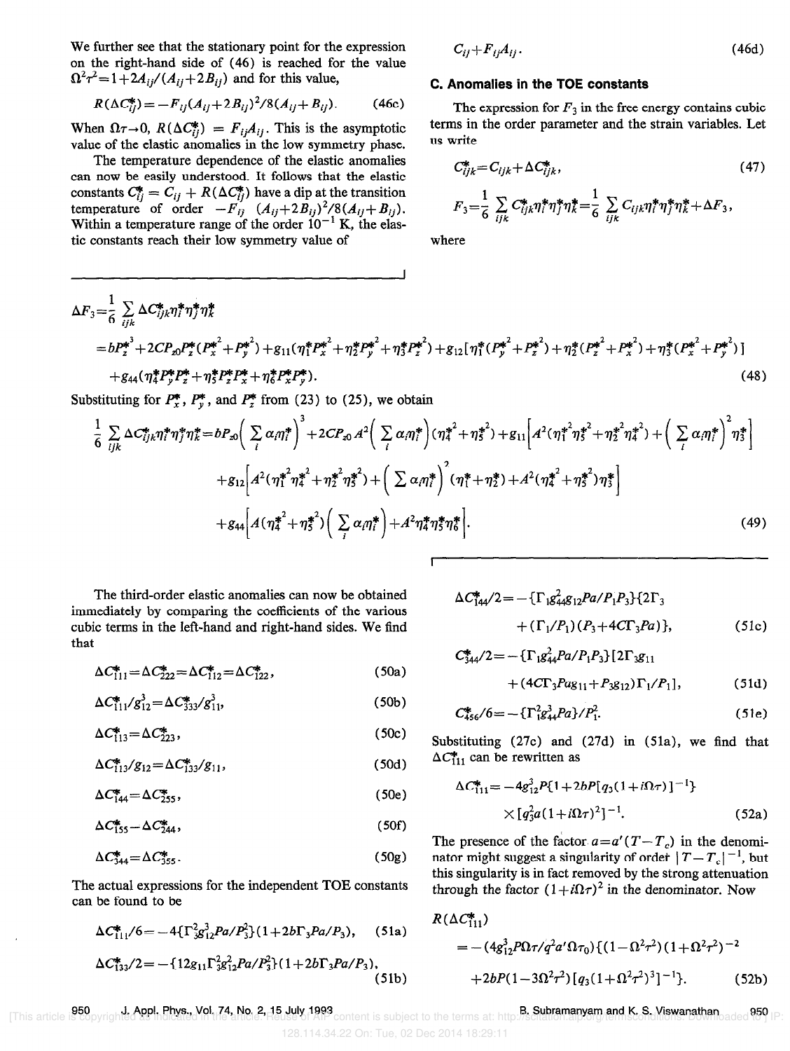We further see that the stationary point for the expression on the right-hand side of (46) is reached for the value $\Omega^2\tau^2 = 1 + 2A_{ij}/(A_{ij}+2B_{ij})$ and for this value,

$$R(\Delta C_{ij}^*) = -F_{ij}(A_{ij}+2B_{ij})^2/8(A_{ij}+B_{ij}). \tag{46c}$$

When $\Omega\tau \to 0$, $R(\Delta C_{ij}^*) = F_{ij}A_{ij}$. This is the asymptotic value of the elastic anomalies in the low symmetry phase.

The temperature dependence of the elastic anomalies can now be easily understood. It follows that the elastic constants $C_{ij}^* = C_{ij} + R(\Delta C_{ij}^*)$ have a dip at the transition temperature of order $-F_{ij}\ (A_{ij}+2B_{ij})^2/8(A_{ij}+B_{ij})$. Within a temperature range of the order $10^{-1}$ K, the elastic constants reach their low symmetry value of

$$C_{ij} + F_{ij}A_{ij}. \tag{46d}$$

### C. Anomalies in the TOE constants

The expression for $F_3$ in the free energy contains cubic terms in the order parameter and the strain variables. Let us write

$$C_{ijk}^* = C_{ijk} + \Delta C_{ijk}^*, \tag{47}$$

$$F_3 = \frac{1}{6}\sum_{ijk} C_{ijk}^* \eta_i^* \eta_j^* \eta_k^* = \frac{1}{6}\sum_{ijk} C_{ijk}\eta_i^*\eta_j^*\eta_k^* + \Delta F_3,$$

where

$$\Delta F_3 = \frac{1}{6}\sum_{ijk}\Delta C_{ijk}^*\eta_i^*\eta_j^*\eta_k^*$$
$$= bP_z^{*^3} + 2CP_{z0}P_z^*(P_x^{*^2}+P_y^{*^2}) + g_{11}(\eta_1^*P_x^{*^2}+\eta_2^*P_y^{*^2}+\eta_3^*P_z^{*^2}) + g_{12}[\eta_1^*(P_y^{*^2}+P_z^{*^2})+\eta_2^*(P_z^{*^2}+P_x^{*^2})+\eta_3^*(P_x^{*^2}+P_y^{*^2})]$$
$$+ g_{44}(\eta_4^*P_y^*P_z^*+\eta_5^*P_z^*P_x^*+\eta_6^*P_x^*P_y^*). \tag{48}$$

Substituting for $P_x^*$, $P_y^*$, and $P_z^*$ from (23) to (25), we obtain

$$\frac{1}{6}\sum_{ijk}\Delta C_{ijk}^*\eta_i^*\eta_j^*\eta_k^* = bP_{z0}\Big(\sum_i \alpha_i\eta_i^*\Big)^3 + 2CP_{z0}A^2\Big(\sum_i\alpha_i\eta_i^*\Big)(\eta_4^{*^2}+\eta_5^{*^2}) + g_{11}\Big[A^2(\eta_1^*\eta_5^{*^2}+\eta_2^*\eta_4^{*^2}) + \Big(\sum_i\alpha_i\eta_i^*\Big)^2\eta_3^*\Big]$$
$$+ g_{12}\Big[A^2(\eta_1^*\eta_4^{*^2}+\eta_2^*\eta_5^{*^2}) + \Big(\sum\alpha_i\eta_i^*\Big)^2(\eta_1^*+\eta_2^*) + A^2(\eta_4^{*^2}+\eta_5^{*^2})\eta_3^*\Big]$$
$$+ g_{44}\Big[A(\eta_4^{*^2}+\eta_5^{*^2})\Big(\sum_i\alpha_i\eta_i^*\Big) + A^2\eta_4^*\eta_5^*\eta_6^*\Big]. \tag{49}$$

The third-order elastic anomalies can now be obtained immediately by comparing the coefficients of the various cubic terms in the left-hand and right-hand sides. We find that

$$\Delta C_{111}^* = \Delta C_{222}^* = \Delta C_{112}^* = \Delta C_{122}^*, \tag{50a}$$

$$\Delta C_{111}^*/g_{12}^3 = \Delta C_{333}^*/g_{11}^3, \tag{50b}$$

$$\Delta C_{113}^* = \Delta C_{223}^*, \tag{50c}$$

$$\Delta C_{113}^*/g_{12} = \Delta C_{133}^*/g_{11}, \tag{50d}$$

$$\Delta C_{144}^* = \Delta C_{255}^*, \tag{50e}$$

$$\Delta C_{155}^* - \Delta C_{244}^*, \tag{50f}$$

$$\Delta C_{344}^* = \Delta C_{355}^*. \tag{50g}$$

The actual expressions for the independent TOE constants can be found to be

$$\Delta C_{111}^*/6 = -4\{\Gamma_3^2 g_{12}^3 Pa/P_3^2\}(1+2b\Gamma_3 Pa/P_3), \tag{51a}$$

$$\Delta C_{133}^*/2 = -\{12 g_{11}\Gamma_3^2 g_{12}^2 Pa/P_3^2\}(1+2b\Gamma_3 Pa/P_3), \tag{51b}$$

$$\Delta C_{144}^*/2 = -\{\Gamma_1 g_{44}^2 g_{12} Pa/P_1P_3\}\{2\Gamma_3 + (\Gamma_1/P_1)(P_3+4C\Gamma_3 Pa)\}, \tag{51c}$$

$$C_{344}^*/2 = -\{\Gamma_1 g_{44}^2 Pa/P_1P_3\}[2\Gamma_3 g_{11} + (4C\Gamma_3 Pa g_{11} + P_3 g_{12})\Gamma_1/P_1], \tag{51d}$$

$$C_{456}^*/6 = -\{\Gamma_1^2 g_{44}^3 Pa\}/P_1^2. \tag{51e}$$

Substituting (27c) and (27d) in (51a), we find that $\Delta C_{111}^*$ can be rewritten as

$$\Delta C_{111}^* = -4g_{12}^3 P\{1+2bP[q_3(1+i\Omega\tau)]^{-1}\}$$
$$\times [q_3^2 a(1+i\Omega\tau)^2]^{-1}. \tag{52a}$$

The presence of the factor $a = a'(T-T_c)$ in the denominator might suggest a singularity of order $|T-T_c|^{-1}$, but this singularity is in fact removed by the strong attenuation through the factor $(1+i\Omega\tau)^2$ in the denominator. Now

$$R(\Delta C_{111}^*)$$
$$= -(4g_{12}^3 P\Omega\tau/q^2 a'\Omega\tau_0)\{(1-\Omega^2\tau^2)(1+\Omega^2\tau^2)^{-2}$$
$$+2bP(1-3\Omega^2\tau^2)[q_3(1+\Omega^2\tau^2)^3]^{-1}\}. \tag{52b}$$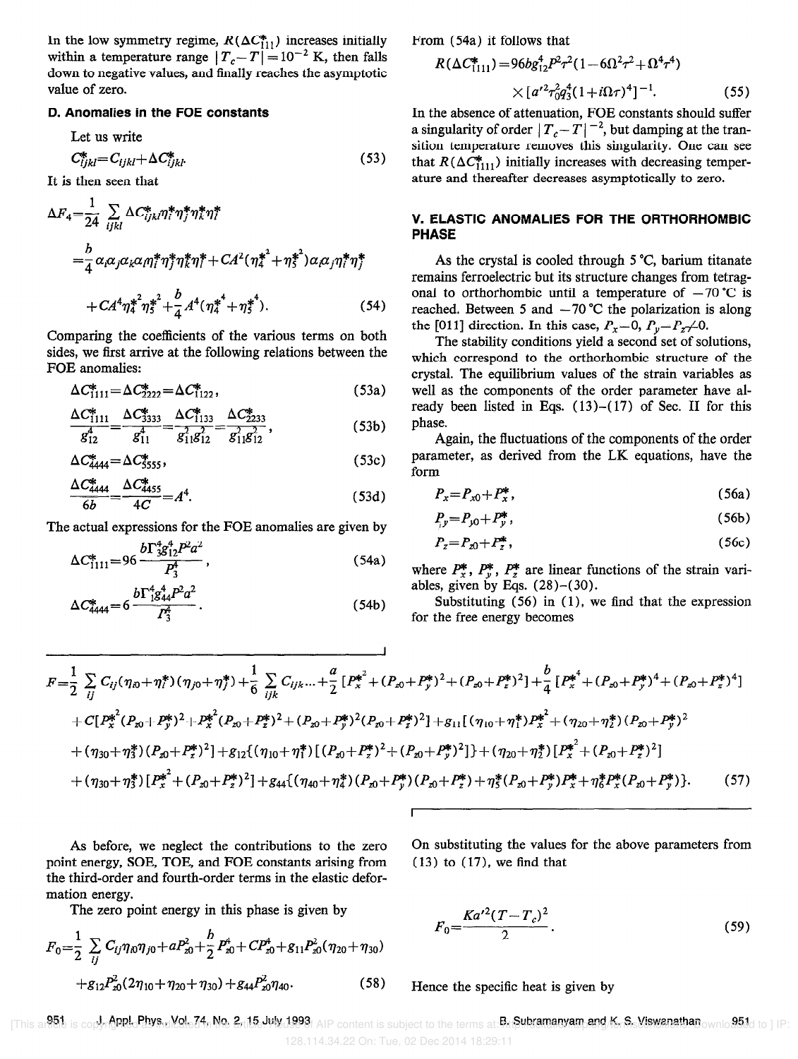In the low symmetry regime, $R(\Delta C^*_{111})$ increases initially within a temperature range $|T_c - T| = 10^{-2}$ K, then falls down to negative values, and finally reaches the asymptotic value of zero.

### D. Anomalies in the FOE constants

Let us write

$$C^*_{ijkl} = C_{ijkl} + \Delta C^*_{ijkl}. \tag{53}$$

It is then seen that

$$\Delta F_4 = \frac{1}{24}\sum_{ijkl} \Delta C^*_{ijkl}\eta_i^*\eta_j^*\eta_k^*\eta_l^*$$

$$= \frac{b}{4}\alpha_i\alpha_j\alpha_k\alpha_l\eta_i^*\eta_j^*\eta_k^*\eta_l^* + CA^2(\eta_4^{*^2} + \eta_5^{*^2})\alpha_i\alpha_j\eta_i^*\eta_j^*$$

$$+ CA^4\eta_4^{*^2}\eta_5^{*^2} + \frac{b}{4}A^4(\eta_4^{*^4} + \eta_5^{*^4}). \tag{54}$$

Comparing the coefficients of the various terms on both sides, we first arrive at the following relations between the FOE anomalies:

$$\Delta C^*_{1111} = \Delta C^*_{2222} = \Delta C^*_{1122}, \tag{53a}$$

$$\frac{\Delta C^*_{1111}}{g_{12}^4} = \frac{\Delta C^*_{3333}}{g_{11}^4} = \frac{\Delta C^*_{1133}}{g_{11}^2 g_{12}^2} = \frac{\Delta C^*_{2233}}{g_{11}^2 g_{12}^2}, \tag{53b}$$

$$\Delta C^*_{4444} = \Delta C^*_{5555}, \tag{53c}$$

$$\frac{\Delta C^*_{4444}}{6b} = \frac{\Delta C^*_{4455}}{4C} = A^4. \tag{53d}$$

The actual expressions for the FOE anomalies are given by

$$\Delta C^*_{1111} = 96\frac{b\Gamma_3^4 g_{12}^4 P^2 a^2}{P_3^4}, \tag{54a}$$

$$\Delta C^*_{4444} = 6\frac{b\Gamma_1^4 g_{44}^4 P^2 a^2}{P_3^4}. \tag{54b}$$

From (54a) it follows that

$$R(\Delta C^*_{1111}) = 96 b g_{12}^4 P^2\tau^2(1 - 6\Omega^2\tau^2 + \Omega^4\tau^4)$$
$$\times [a'^2\tau_0^2 q_3^4(1 + i\Omega\tau)^4]^{-1}. \tag{55}$$

In the absence of attenuation, FOE constants should suffer a singularity of order $|T_c - T|^{-2}$, but damping at the transition temperature removes this singularity. One can see that $R(\Delta C^*_{1111})$ initially increases with decreasing temperature and thereafter decreases asymptotically to zero.

## V. ELASTIC ANOMALIES FOR THE ORTHORHOMBIC PHASE

As the crystal is cooled through 5 °C, barium titanate remains ferroelectric but its structure changes from tetragonal to orthorhombic until a temperature of −70 °C is reached. Between 5 and −70 °C the polarization is along the [011] direction. In this case, $P_x = 0$, $P_y = P_z \neq 0$.

The stability conditions yield a second set of solutions, which correspond to the orthorhombic structure of the crystal. The equilibrium values of the strain variables as well as the components of the order parameter have already been listed in Eqs. (13)–(17) of Sec. II for this phase.

Again, the fluctuations of the components of the order parameter, as derived from the LK equations, have the form

$$P_x = P_{x0} + P_x^*, \tag{56a}$$

$$P_y = P_{y0} + P_y^*, \tag{56b}$$

$$P_z = P_{z0} + P_z^*, \tag{56c}$$

where $P_x^*$, $P_y^*$, $P_z^*$ are linear functions of the strain variables, given by Eqs. (28)–(30).

Substituting (56) in (1), we find that the expression for the free energy becomes

$$F = \frac{1}{2}\sum_{ij} C_{ij}(\eta_{i0} + \eta_i^*)(\eta_{j0} + \eta_j^*) + \frac{1}{6}\sum_{ijk} C_{ijk}\ldots + \frac{a}{2}[P_x^{*^2} + (P_{z0} + P_y^*)^2 + (P_{z0} + P_z^*)^2] + \frac{b}{4}[P_x^{*^4} + (P_{z0} + P_y^*)^4 + (P_{z0} + P_z^*)^4]$$
$$+ C[P_x^{*^2}(P_{z0} + P_y^*)^2 + P_x^{*^2}(P_{z0} + P_z^*)^2 + (P_{z0} + P_y^*)^2(P_{z0} + P_z^*)^2] + g_{11}[(\eta_{10} + \eta_1^*)P_x^{*^2} + (\eta_{20} + \eta_2^*)(P_{z0} + P_y^*)^2$$
$$+ (\eta_{30} + \eta_3^*)(P_{z0} + P_z^*)^2] + g_{12}\{(\eta_{10} + \eta_1^*)[(P_{z0} + P_z^*)^2 + (P_{z0} + P_y^*)^2]\} + (\eta_{20} + \eta_2^*)[P_x^{*^2} + (P_{z0} + P_z^*)^2]$$
$$+ (\eta_{30} + \eta_3^*)[P_x^{*^2} + (P_{z0} + P_z^*)^2] + g_{44}\{(\eta_{40} + \eta_4^*)(P_{z0} + P_y^*)(P_{z0} + P_z^*) + \eta_5^*(P_{z0} + P_y^*)P_x^* + \eta_6^* P_x^*(P_{z0} + P_y^*)\}. \tag{57}$$

As before, we neglect the contributions to the zero point energy, SOE, TOE, and FOE constants arising from the third-order and fourth-order terms in the elastic deformation energy.

The zero point energy in this phase is given by

$$F_0 = \frac{1}{2}\sum_{ij} C_{ij}\eta_{i0}\eta_{j0} + aP_{z0}^2 + \frac{b}{2}P_{z0}^4 + CP_{z0}^4 + g_{11}P_{z0}^2(\eta_{20} + \eta_{30})$$
$$+ g_{12}P_{z0}^2(2\eta_{10} + \eta_{20} + \eta_{30}) + g_{44}P_{z0}^2\eta_{40}. \tag{58}$$

On substituting the values for the above parameters from (13) to (17), we find that

$$F_0 = \frac{Ka'^2(T - T_c)^2}{2}. \tag{59}$$

Hence the specific heat is given by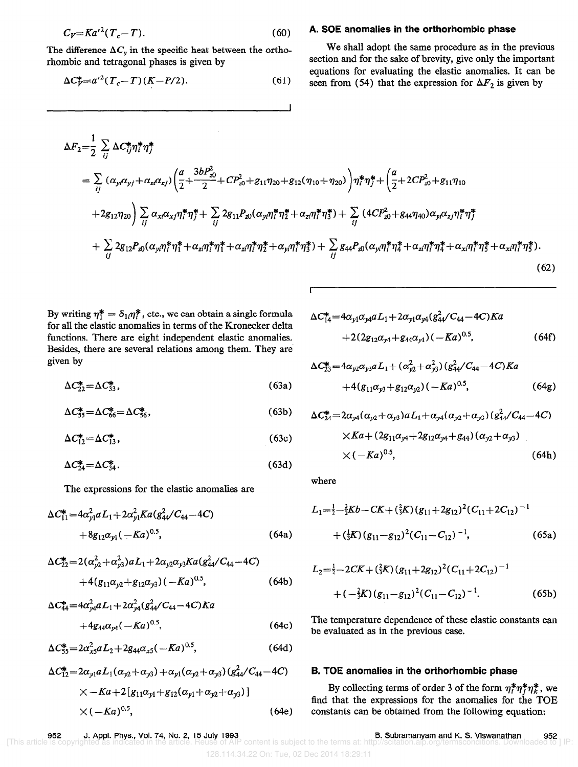$$C_V = Ka'^2(T_c - T). \tag{60}$$

The difference $\Delta C_v$ in the specific heat between the orthorhombic and tetragonal phases is given by

$$\Delta C_V^* = a'^2(T_c - T)(K - P/2). \tag{61}$$

### A. SOE anomalies in the orthorhombic phase

We shall adopt the same procedure as in the previous section and for the sake of brevity, give only the important equations for evaluating the elastic anomalies. It can be seen from (54) that the expression for $\Delta F_2$ is given by

$$
\begin{aligned}
\Delta F_2 &= \frac{1}{2} \sum_{ij} \Delta C_{ij}^* \eta_i^* \eta_j^* \\
&= \sum_{ij} (\alpha_{yi}\alpha_{yj} + \alpha_{zi}\alpha_{zj}) \left( \frac{a}{2} + \frac{3bP_{z0}^2}{2} + CP_{z0}^2 + g_{11}\eta_{20} + g_{12}(\eta_{10} + \eta_{20}) \right) \eta_i^* \eta_j^* + \left( \frac{a}{2} + 2CP_{z0}^2 + g_{11}\eta_{10} \right. \\
&\quad \left. + 2g_{12}\eta_{20} \right) \sum_{ij} \alpha_{xi}\alpha_{xj}\eta_i^*\eta_j^* + \sum_{ij} 2g_{11}P_{z0}(\alpha_{yi}\eta_i^*\eta_2^* + \alpha_{zi}\eta_i^*\eta_3^*) + \sum_{ij} (4CP_{z0}^2 + g_{44}\eta_{40})\alpha_{yi}\alpha_{zj}\eta_i^*\eta_j^* \\
&\quad + \sum_{ij} 2g_{12}P_{z0}(\alpha_{yi}\eta_i^*\eta_1^* + \alpha_{zi}\eta_i^*\eta_1^* + \alpha_{zi}\eta_i^*\eta_2^* + \alpha_{yi}\eta_i^*\eta_3^*) + \sum_{ij} g_{44}P_{z0}(\alpha_{yi}\eta_i^*\eta_4^* + \alpha_{zi}\eta_i^*\eta_4^* + \alpha_{xi}\eta_i^*\eta_5^* + \alpha_{xi}\eta_i^*\eta_5^*).
\end{aligned} \tag{62}
$$

By writing $\eta_1^* = \delta_{1i}\eta_i^*$, etc., we can obtain a single formula for all the elastic anomalies in terms of the Kronecker delta functions. There are eight independent elastic anomalies. Besides, there are several relations among them. They are given by

$$\Delta C_{22}^* = \Delta C_{33}^*, \tag{63a}$$

$$\Delta C_{55}^* = \Delta C_{66}^* = \Delta C_{56}^*, \tag{63b}$$

$$\Delta C_{12}^* = \Delta C_{13}^*, \tag{63c}$$

$$\Delta C_{24}^* = \Delta C_{34}^*. \tag{63d}$$

The expressions for the elastic anomalies are

$$\Delta C_{11}^* = 4\alpha_{y1}^2 aL_1 + 2\alpha_{y1}^2 Ka(g_{44}^2/C_{44} - 4C) + 8g_{12}\alpha_{y1}(-Ka)^{0.5}, \tag{64a}$$

$$\Delta C_{22}^* = 2(\alpha_{y2}^2 + \alpha_{y3}^2)aL_1 + 2\alpha_{y2}\alpha_{y3}Ka(g_{44}^2/C_{44} - 4C) + 4(g_{11}\alpha_{y2} + g_{12}\alpha_{y3})(-Ka)^{0.5}, \tag{64b}$$

$$\Delta C_{44}^* = 4\alpha_{y4}^2 aL_1 + 2\alpha_{y4}^2(g_{44}^2/C_{44} - 4C)Ka + 4g_{44}\alpha_{y4}(-Ka)^{0.5}, \tag{64c}$$

$$\Delta C_{55}^* = 2\alpha_{x5}^2 aL_2 + 2g_{44}\alpha_{x5}(-Ka)^{0.5}, \tag{64d}$$

$$\Delta C_{12}^* = 2\alpha_{y1}aL_1(\alpha_{y2} + \alpha_{y3}) + \alpha_{y1}(\alpha_{y2} + \alpha_{y3})(g_{44}^2/C_{44} - 4C) \times -Ka + 2[g_{11}\alpha_{y1} + g_{12}(\alpha_{y1} + \alpha_{y2} + \alpha_{y3})] \times (-Ka)^{0.5}, \tag{64e}$$

$$\Delta C_{14}^* = 4\alpha_{y1}\alpha_{y4}aL_1 + 2\alpha_{y1}\alpha_{y4}(g_{44}^2/C_{44} - 4C)Ka + 2(2g_{12}\alpha_{y4} + g_{44}\alpha_{y1})(-Ka)^{0.5}, \tag{64f}$$

$$\Delta C_{23}^* = 4\alpha_{y2}\alpha_{y3}aL_1 + (\alpha_{y2}^2 + \alpha_{y3}^2)(g_{44}^2/C_{44} - 4C)Ka + 4(g_{11}\alpha_{y3} + g_{12}\alpha_{y2})(-Ka)^{0.5}, \tag{64g}$$

$$\Delta C_{24}^* = 2\alpha_{y4}(\alpha_{y2} + \alpha_{y3})aL_1 + \alpha_{y4}(\alpha_{y2} + \alpha_{y3})(g_{44}^2/C_{44} - 4C) \times Ka + (2g_{11}\alpha_{y4} + 2g_{12}\alpha_{y4} + g_{44})(\alpha_{y2} + \alpha_{y3}) \times (-Ka)^{0.5}, \tag{64h}$$

where

$$L_1 = \tfrac{1}{2} - \tfrac{3}{2}Kb - CK + (\tfrac{2}{3}K)(g_{11} + 2g_{12})^2(C_{11} + 2C_{12})^{-1} + (\tfrac{1}{3}K)(g_{11} - g_{12})^2(C_{11} - C_{12})^{-1}, \tag{65a}$$

$$L_2 = \tfrac{1}{2} - 2CK + (\tfrac{2}{3}K)(g_{11} + 2g_{12})^2(C_{11} + 2C_{12})^{-1} + (-\tfrac{2}{3}K)(g_{11} - g_{12})^2(C_{11} - C_{12})^{-1}. \tag{65b}$$

The temperature dependence of these elastic constants can be evaluated as in the previous case.

### B. TOE anomalies in the orthorhombic phase

By collecting terms of order 3 of the form $\eta_i^*\eta_j^*\eta_k^*$, we find that the expressions for the anomalies for the TOE constants can be obtained from the following equation: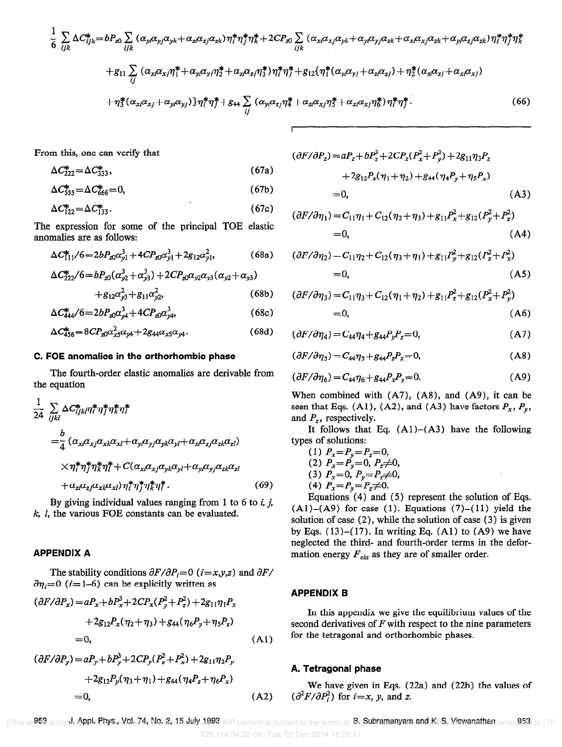$$\frac{1}{6}\sum_{ijk}\Delta C^*_{ijk}=bP_{z0}\sum_{ijk}(\alpha_{yi}\alpha_{yj}\alpha_{yk}+\alpha_{zi}\alpha_{zj}\alpha_{zk})\eta_i^*\eta_j^*\eta_k^*+2CP_{z0}\sum_{ijk}(\alpha_{xi}\alpha_{xj}\alpha_{yk}+\alpha_{yi}\alpha_{yj}\alpha_{zk}+\alpha_{xi}\alpha_{xj}\alpha_{zk}+\alpha_{yi}\alpha_{zj}\alpha_{zk})\eta_i^*\eta_j^*\eta_k^*$$
$$+g_{11}\sum_{ij}(\alpha_{xi}\alpha_{xj}\eta_1^*+\alpha_{yi}\alpha_{yj}\eta_2^*+\alpha_{zi}\alpha_{zj}\eta_3^*)\eta_i^*\eta_j^*+g_{12}\{\eta_1^*(\alpha_{yi}\alpha_{yj}+\alpha_{zi}\alpha_{zj})+\eta_2^*(\alpha_{zi}\alpha_{zj}+\alpha_{xi}\alpha_{xj})$$
$$+\eta_3^*(\alpha_{xi}\alpha_{xj}+\alpha_{yi}\alpha_{yj})\}\eta_i^*\eta_j^*+g_{44}\sum_{ij}(\alpha_{yi}\alpha_{zj}\eta_4^*+\alpha_{zi}\alpha_{xj}\eta_5^*+\alpha_{xi}\alpha_{xj}\eta_6^*)\eta_i^*\eta_j^*. \tag{66}$$

From this, one can verify that

$$\Delta C^*_{222}=\Delta C^*_{333}, \tag{67a}$$

$$\Delta C^*_{555}=\Delta C^*_{666}=0, \tag{67b}$$

$$\Delta C^*_{122}=\Delta C^*_{133}. \tag{67c}$$

The expression for some of the principal TOE elastic anomalies are as follows:

$$\Delta C^*_{111}/6=2bP_{z0}\alpha_{y1}^3+4CP_{z0}\alpha_{y1}^3+2g_{12}\alpha_{y1}^2, \tag{68a}$$

$$\Delta C^*_{222}/6=bP_{z0}(\alpha_{y2}^3+\alpha_{y3}^3)+2CP_{z0}\alpha_{y2}\alpha_{y3}(\alpha_{y2}+\alpha_{y3})$$
$$+g_{12}\alpha_{y3}^2+g_{11}\alpha_{y2}^2, \tag{68b}$$

$$\Delta C^*_{444}/6=2bP_{z0}\alpha_{y4}^3+4CP_{z0}\alpha_{y4}^3, \tag{68c}$$

$$\Delta C^*_{456}=8CP_{z0}\alpha_{x5}^2\alpha_{y4}+2g_{44}\alpha_{x5}\alpha_{y4}. \tag{68d}$$

### C. FOE anomalies in the orthorhombic phase

The fourth-order elastic anomalies are derivable from the equation

$$\frac{1}{24}\sum_{ijkl}\Delta C^*_{ijkl}\eta_i^*\eta_j^*\eta_k^*\eta_l^*$$
$$=\frac{b}{4}(\alpha_{xi}\alpha_{xj}\alpha_{xk}\alpha_{xl}+\alpha_{yi}\alpha_{yj}\alpha_{yk}\alpha_{yl}+\alpha_{zi}\alpha_{zj}\alpha_{zk}\alpha_{zl})$$
$$\times\eta_i^*\eta_j^*\eta_k^*\eta_l^*+C(\alpha_{xi}\alpha_{xj}\alpha_{yk}\alpha_{yl}+\alpha_{yi}\alpha_{yj}\alpha_{zk}\alpha_{zl}$$
$$+\alpha_{zi}\alpha_{zj}\alpha_{xk}\alpha_{xl})\eta_i^*\eta_j^*\eta_k^*\eta_l^*. \tag{69}$$

By giving individual values ranging from 1 to 6 to $i$, $j$, $k$, $l$, the various FOE constants can be evaluated.

## APPENDIX A

The stability conditions $\partial F/\partial P_i=0$ $(i=x,y,z)$ and $\partial F/\partial\eta_i=0$ $(i=1\text{–}6)$ can be explicitly written as

$$(\partial F/\partial P_x)=aP_x+bP_x^3+2CP_x(P_y^2+P_z^2)+2g_{11}\eta_1P_x$$
$$+2g_{12}P_x(\eta_2+\eta_3)+g_{44}(\eta_6P_y+\eta_5P_z)$$
$$=0, \tag{A1}$$

$$(\partial F/\partial P_y)=aP_y+bP_y^3+2CP_y(P_z^2+P_x^2)+2g_{11}\eta_2P_y$$
$$+2g_{12}P_y(\eta_3+\eta_1)+g_{44}(\eta_4P_z+\eta_6P_x)$$
$$=0, \tag{A2}$$

$$(\partial F/\partial P_z)=aP_z+bP_z^3+2CP_z(P_x^2+P_y^2)+2g_{11}\eta_3P_z$$
$$+2g_{12}P_z(\eta_1+\eta_2)+g_{44}(\eta_4P_y+\eta_5P_x)$$
$$=0, \tag{A3}$$

$$(\partial F/\partial\eta_1)=C_{11}\eta_1+C_{12}(\eta_2+\eta_3)+g_{11}P_x^2+g_{12}(P_y^2+P_z^2)$$
$$=0, \tag{A4}$$

$$(\partial F/\partial\eta_2)=C_{11}\eta_2+C_{12}(\eta_3+\eta_1)+g_{11}P_y^2+g_{12}(P_z^2+P_x^2)$$
$$=0, \tag{A5}$$

$$(\partial F/\partial\eta_3)=C_{11}\eta_3+C_{12}(\eta_1+\eta_2)+g_{11}P_z^2+g_{12}(P_x^2+P_y^2)$$
$$=0, \tag{A6}$$

$$(\partial F/\partial\eta_4)=C_{44}\eta_4+g_{44}P_yP_z=0, \tag{A7}$$

$$(\partial F/\partial\eta_5)=C_{44}\eta_5+g_{44}P_zP_x=0, \tag{A8}$$

$$(\partial F/\partial\eta_6)=C_{44}\eta_6+g_{44}P_xP_y=0. \tag{A9}$$

When combined with (A7), (A8), and (A9), it can be seen that Eqs. (A1), (A2), and (A3) have factors $P_x$, $P_y$, and $P_z$, respectively.

It follows that Eq. (A1)–(A3) have the following types of solutions:

(1) $P_x=P_y=P_z=0$,
(2) $P_x=P_y=0$, $P_z\neq 0$,
(3) $P_x=0$, $P_y=P_z\neq 0$,
(4) $P_x=P_y=P_z\neq 0$.

Equations (4) and (5) represent the solution of Eqs. (A1)–(A9) for case (1). Equations (7)–(11) yield the solution of case (2), while the solution of case (3) is given by Eqs. (13)–(17). In writing Eq. (A1) to (A9) we have neglected the third- and fourth-order terms in the deformation energy $F_{ela}$ as they are of smaller order.

## APPENDIX B

In this appendix we give the equilibrium values of the second derivatives of $F$ with respect to the nine parameters for the tetragonal and orthorhombic phases.

### A. Tetragonal phase

We have given in Eqs. (22a) and (22b) the values of $(\partial^2F/\partial P_i^2)$ for $i=x$, $y$, and $z$.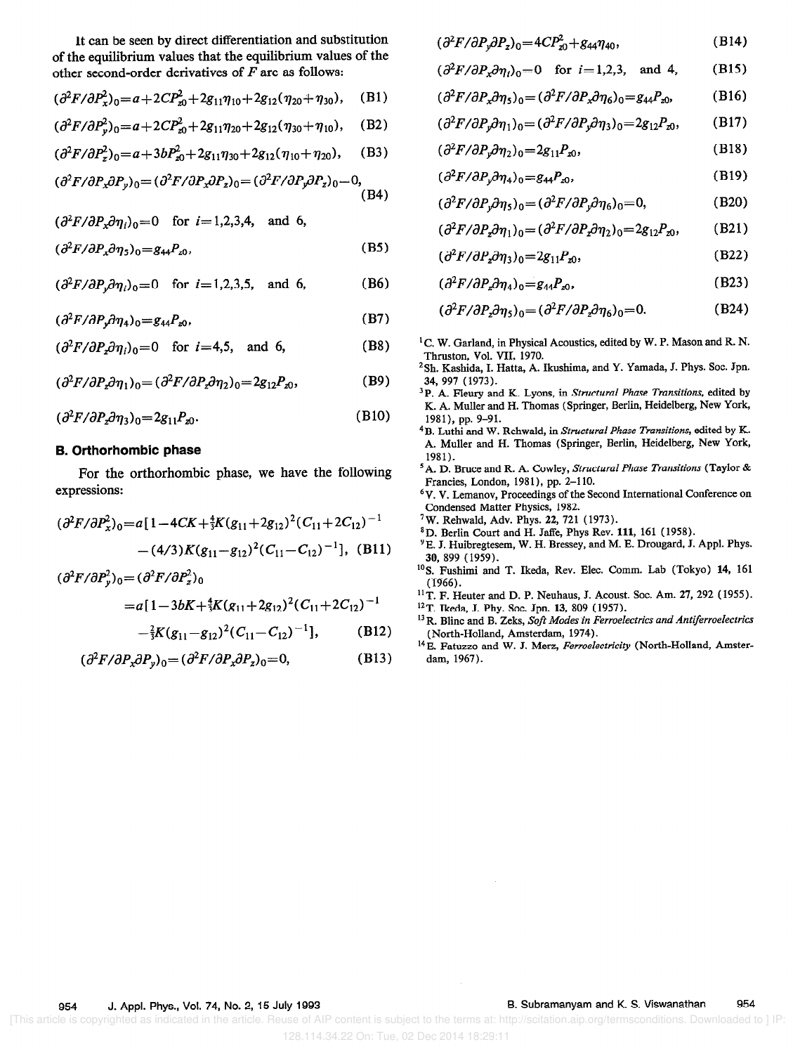It can be seen by direct differentiation and substitution of the equilibrium values that the equilibrium values of the other second-order derivatives of $F$ are as follows:

$$(\partial^2 F/\partial P_x^2)_0 = a + 2CP_{z0}^2 + 2g_{11}\eta_{10} + 2g_{12}(\eta_{20} + \eta_{30}), \quad \text{(B1)}$$

$$(\partial^2 F/\partial P_y^2)_0 = a + 2CP_{z0}^2 + 2g_{11}\eta_{20} + 2g_{12}(\eta_{30} + \eta_{10}), \quad \text{(B2)}$$

$$(\partial^2 F/\partial P_z^2)_0 = a + 3bP_{z0}^2 + 2g_{11}\eta_{30} + 2g_{12}(\eta_{10} + \eta_{20}), \quad \text{(B3)}$$

$$(\partial^2 F/\partial P_x \partial P_y)_0 = (\partial^2 F/\partial P_x \partial P_z)_0 = (\partial^2 F/\partial P_y \partial P_z)_0 - 0, \quad \text{(B4)}$$

$$(\partial^2 F/\partial P_x \partial \eta_i)_0 = 0 \quad \text{for } i = 1,2,3,4, \text{ and } 6,$$

$$(\partial^2 F/\partial P_x \partial \eta_5)_0 = g_{44}P_{z0}, \quad \text{(B5)}$$

$$(\partial^2 F/\partial P_y \partial \eta_i)_0 = 0 \quad \text{for } i = 1,2,3,5, \text{ and } 6, \quad \text{(B6)}$$

$$(\partial^2 F/\partial P_y \partial \eta_4)_0 = g_{44}P_{z0}, \quad \text{(B7)}$$

$$(\partial^2 F/\partial P_z \partial \eta_i)_0 = 0 \quad \text{for } i = 4,5, \text{ and } 6, \quad \text{(B8)}$$

$$(\partial^2 F/\partial P_z \partial \eta_1)_0 = (\partial^2 F/\partial P_z \partial \eta_2)_0 = 2g_{12}P_{z0}, \quad \text{(B9)}$$

$$(\partial^2 F/\partial P_z \partial \eta_3)_0 = 2g_{11}P_{z0}. \quad \text{(B10)}$$

## B. Orthorhombic phase

For the orthorhombic phase, we have the following expressions:

$$(\partial^2 F/\partial P_x^2)_0 = a[1 - 4CK + \tfrac{4}{3}K(g_{11} + 2g_{12})^2(C_{11} + 2C_{12})^{-1} - (4/3)K(g_{11} - g_{12})^2(C_{11} - C_{12})^{-1}], \quad \text{(B11)}$$

$$(\partial^2 F/\partial P_y^2)_0 = (\partial^2 F/\partial P_z^2)_0 = a[1 - 3bK + \tfrac{4}{3}K(g_{11} + 2g_{12})^2(C_{11} + 2C_{12})^{-1} - \tfrac{2}{3}K(g_{11} - g_{12})^2(C_{11} - C_{12})^{-1}], \quad \text{(B12)}$$

$$(\partial^2 F/\partial P_x \partial P_y)_0 = (\partial^2 F/\partial P_x \partial P_z)_0 = 0, \quad \text{(B13)}$$

$$(\partial^2 F/\partial P_y \partial P_z)_0 = 4CP_{z0}^2 + g_{44}\eta_{40}, \quad \text{(B14)}$$

$$(\partial^2 F/\partial P_x \partial \eta_i)_0 = 0 \quad \text{for } i = 1,2,3, \text{ and } 4, \quad \text{(B15)}$$

$$(\partial^2 F/\partial P_x \partial \eta_5)_0 = (\partial^2 F/\partial P_x \partial \eta_6)_0 = g_{44}P_{z0}, \quad \text{(B16)}$$

$$(\partial^2 F/\partial P_y \partial \eta_1)_0 = (\partial^2 F/\partial P_y \partial \eta_3)_0 = 2g_{12}P_{z0}, \quad \text{(B17)}$$

$$(\partial^2 F/\partial P_y \partial \eta_2)_0 = 2g_{11}P_{z0}, \quad \text{(B18)}$$

$$(\partial^2 F/\partial P_y \partial \eta_4)_0 = g_{44}P_{z0}, \quad \text{(B19)}$$

$$(\partial^2 F/\partial P_y \partial \eta_5)_0 = (\partial^2 F/\partial P_y \partial \eta_6)_0 = 0, \quad \text{(B20)}$$

$$(\partial^2 F/\partial P_z \partial \eta_1)_0 = (\partial^2 F/\partial P_z \partial \eta_2)_0 = 2g_{12}P_{z0}, \quad \text{(B21)}$$

$$(\partial^2 F/\partial P_z \partial \eta_3)_0 = 2g_{11}P_{z0}, \quad \text{(B22)}$$

$$(\partial^2 F/\partial P_z \partial \eta_4)_0 = g_{44}P_{z0}, \quad \text{(B23)}$$

$$(\partial^2 F/\partial P_z \partial \eta_5)_0 = (\partial^2 F/\partial P_z \partial \eta_6)_0 = 0. \quad \text{(B24)}$$

[1] C. W. Garland, in Physical Acoustics, edited by W. P. Mason and R. N. Thruston, Vol. VII, 1970.

[2] Sh. Kashida, I. Hatta, A. Ikushima, and Y. Yamada, J. Phys. Soc. Jpn. **34**, 997 (1973).

[3] P. A. Fleury and K. Lyons, in *Structural Phase Transitions*, edited by K. A. Muller and H. Thomas (Springer, Berlin, Heidelberg, New York, 1981), pp. 9–91.

[4] B. Luthi and W. Rehwald, in *Structural Phase Transitions*, edited by K. A. Muller and H. Thomas (Springer, Berlin, Heidelberg, New York, 1981).

[5] A. D. Bruce and R. A. Cowley, *Structural Phase Transitions* (Taylor & Francies, London, 1981), pp. 2–110.

[6] V. V. Lemanov, Proceedings of the Second International Conference on Condensed Matter Physics, 1982.

[7] W. Rehwald, Adv. Phys. **22**, 721 (1973).

[8] D. Berlin Court and H. Jaffe, Phys Rev. **111**, 161 (1958).

[9] E. J. Huibregtesem, W. H. Bressey, and M. E. Drougard, J. Appl. Phys. **30**, 899 (1959).

[10] S. Fushimi and T. Ikeda, Rev. Elec. Comm. Lab (Tokyo) **14**, 161 (1966).

[11] T. F. Heuter and D. P. Neuhaus, J. Acoust. Soc. Am. **27**, 292 (1955).

[12] T. Ikeda, J. Phy. Soc. Jpn. **13**, 809 (1957).

[13] R. Blinc and B. Zeks, *Soft Modes in Ferroelectrics and Antiferroelectrics* (North-Holland, Amsterdam, 1974).

[14] E. Fatuzzo and W. J. Merz, *Ferroelectricity* (North-Holland, Amsterdam, 1967).